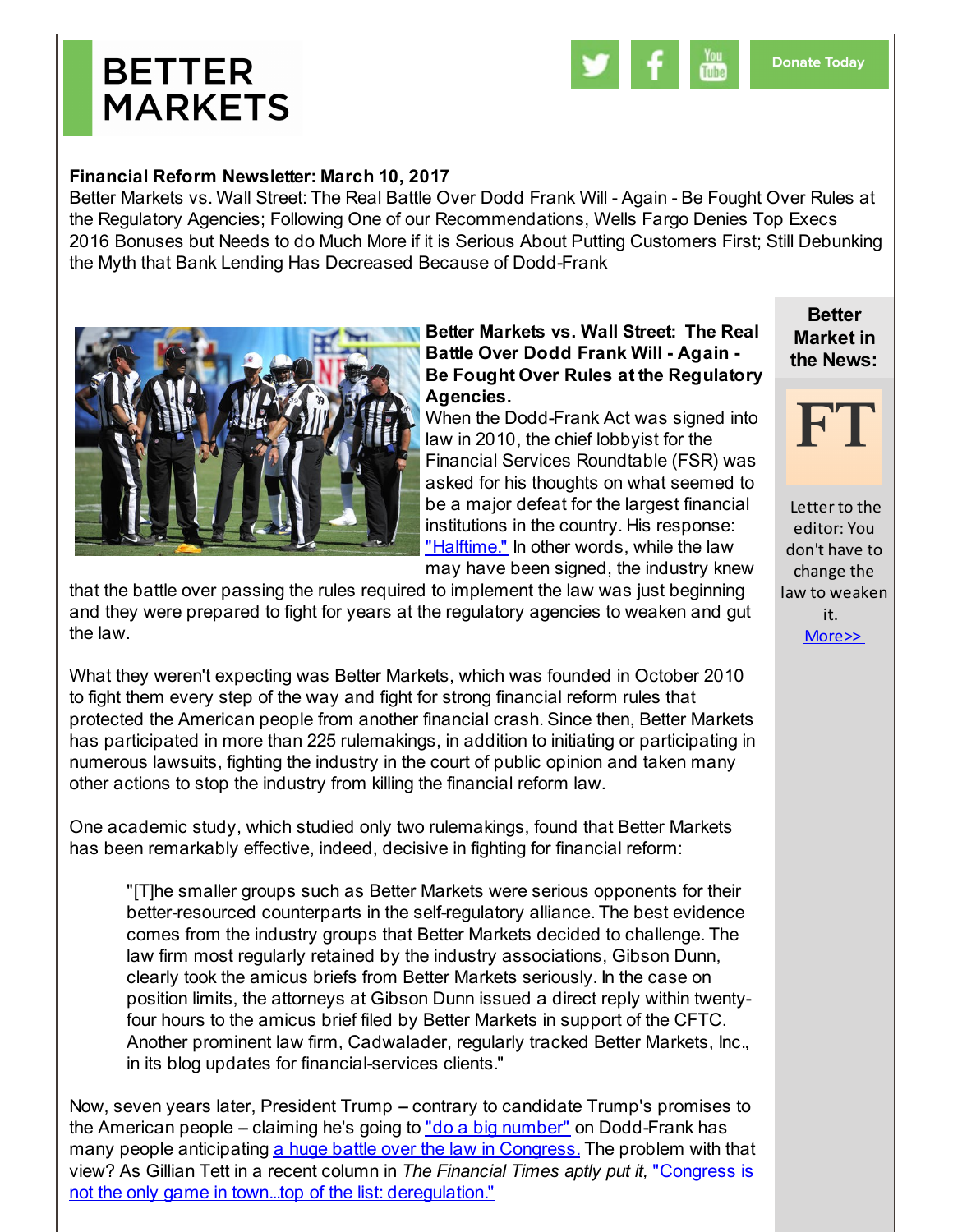# BETTER MARKETS

Donate Today

**Financial Reform Newsletter: March 10, 2017**

Better Markets vs. Wall Street: The Real Battle Over Dodd Frank Will - Again - Be Fought Over Rules at the Regulatory Agencies; Following One of our Recommendations, Wells Fargo Denies Top Execs 2016 Bonuses but Needs to do Much More if it is Serious About Putting Customers First; Still Debunking the Myth that Bank Lending Has Decreased Because of Dodd-Frank

**Better Markets vs. Wall Street: The Real Battle Over Dodd Frank Will - Again - Be Fought Over Rules at the Regulatory Agencies.**

When the Dodd-Frank Act was signed into law in 2010, the chief lobbyist for the Financial Services Roundtable (FSR) was asked for his thoughts on what seemed to be a major defeat for the largest financial institutions in the country. His response: "Halftime." In other words, while the law may have been signed, the industry knew that the battle over passing the rules required to implement the law was just beginning and they were prepared to fight for years at the regulatory agencies to weaken and gut the law.

What they weren't expecting was Better Markets, which was founded in October 2010 to fight them every step of the way and fight for strong financial reform rules that protected the American people from another financial crash. Since then, Better Markets has participated in more than 225 rulemakings, in addition to initiating or participating in numerous lawsuits, fighting the industry in the court of public opinion and taken many other actions to stop the industry from killing the financial reform law.

One academic study, which studied only two rulemakings, found that Better Markets has been remarkably effective, indeed, decisive in fighting for financial reform:

> "[T]he smaller groups such as Better Markets were serious opponents for their better-resourced counterparts in the self-regulatory alliance. The best evidence comes from the industry groups that Better Markets decided to challenge. The law firm most regularly retained by the industry associations, Gibson Dunn, clearly took the amicus briefs from Better Markets seriously. In the case on position limits, the attorneys at Gibson Dunn issued a direct reply within twenty-four hours to the amicus brief filed by Better Markets in support of the CFTC. Another prominent law firm, Cadwalader, regularly tracked Better Markets, Inc., in its blog updates for financial-services clients."

Now, seven years later, President Trump – contrary to candidate Trump's promises to the American people – claiming he's going to "do a big number" on Dodd-Frank has many people anticipating a huge battle over the law in Congress. The problem with that view? As Gillian Tett in a recent column in *The Financial Times* aptly put it, "Congress is not the only game in town...top of the list: deregulation."

**Better Market in the News:**

FT

Letter to the editor: You don't have to change the law to weaken it.

More>>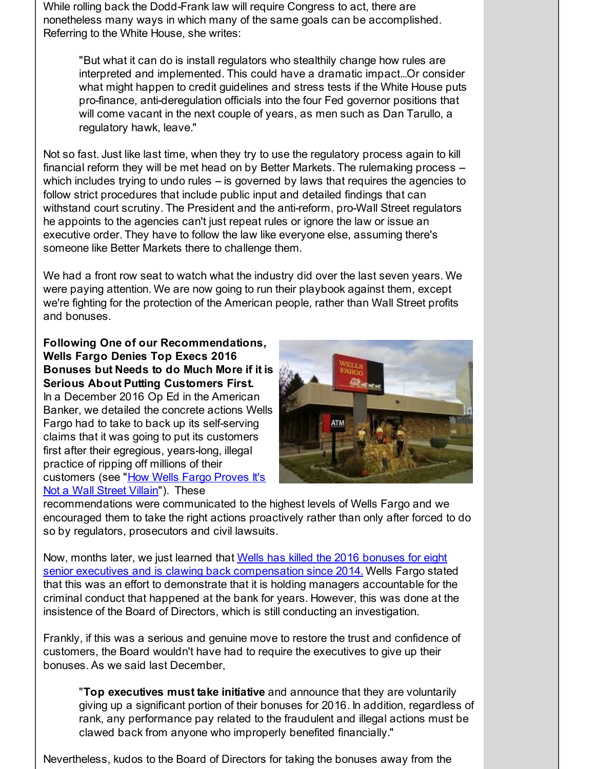While rolling back the Dodd-Frank law will require Congress to act, there are nonetheless many ways in which many of the same goals can be accomplished. Referring to the White House, she writes:

> "But what it can do is install regulators who stealthily change how rules are interpreted and implemented. This could have a dramatic impact...Or consider what might happen to credit guidelines and stress tests if the White House puts pro-finance, anti-deregulation officials into the four Fed governor positions that will come vacant in the next couple of years, as men such as Dan Tarullo, a regulatory hawk, leave."

Not so fast. Just like last time, when they try to use the regulatory process again to kill financial reform they will be met head on by Better Markets. The rulemaking process – which includes trying to undo rules – is governed by laws that requires the agencies to follow strict procedures that include public input and detailed findings that can withstand court scrutiny. The President and the anti-reform, pro-Wall Street regulators he appoints to the agencies can't just repeat rules or ignore the law or issue an executive order. They have to follow the law like everyone else, assuming there's someone like Better Markets there to challenge them.

We had a front row seat to watch what the industry did over the last seven years. We were paying attention. We are now going to run their playbook against them, except we're fighting for the protection of the American people, rather than Wall Street profits and bonuses.

**Following One of our Recommendations, Wells Fargo Denies Top Execs 2016 Bonuses but Needs to do Much More if it is Serious About Putting Customers First.**

In a December 2016 Op Ed in the American Banker, we detailed the concrete actions Wells Fargo had to take to back up its self-serving claims that it was going to put its customers first after their egregious, years-long, illegal practice of ripping off millions of their customers (see "How Wells Fargo Proves It's Not a Wall Street Villain"). These recommendations were communicated to the highest levels of Wells Fargo and we encouraged them to take the right actions proactively rather than only after forced to do so by regulators, prosecutors and civil lawsuits.

Now, months later, we just learned that Wells has killed the 2016 bonuses for eight senior executives and is clawing back compensation since 2014. Wells Fargo stated that this was an effort to demonstrate that it is holding managers accountable for the criminal conduct that happened at the bank for years. However, this was done at the insistence of the Board of Directors, which is still conducting an investigation.

Frankly, if this was a serious and genuine move to restore the trust and confidence of customers, the Board wouldn't have had to require the executives to give up their bonuses. As we said last December,

> "**Top executives must take initiative** and announce that they are voluntarily giving up a significant portion of their bonuses for 2016. In addition, regardless of rank, any performance pay related to the fraudulent and illegal actions must be clawed back from anyone who improperly benefited financially."

Nevertheless, kudos to the Board of Directors for taking the bonuses away from the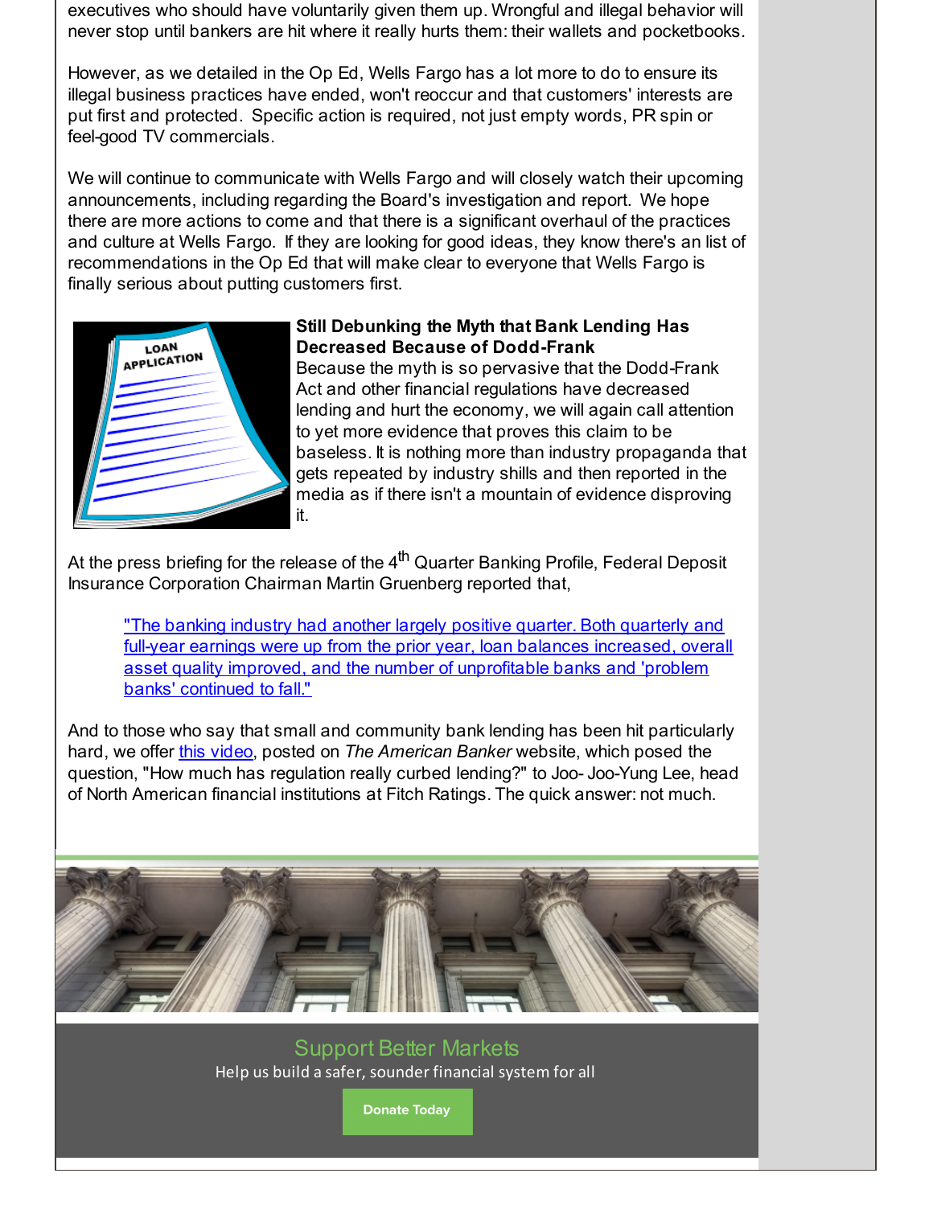executives who should have voluntarily given them up. Wrongful and illegal behavior will never stop until bankers are hit where it really hurts them: their wallets and pocketbooks.

However, as we detailed in the Op Ed, Wells Fargo has a lot more to do to ensure its illegal business practices have ended, won't reoccur and that customers' interests are put first and protected. Specific action is required, not just empty words, PR spin or feel-good TV commercials.

We will continue to communicate with Wells Fargo and will closely watch their upcoming announcements, including regarding the Board's investigation and report. We hope there are more actions to come and that there is a significant overhaul of the practices and culture at Wells Fargo. If they are looking for good ideas, they know there's an list of recommendations in the Op Ed that will make clear to everyone that Wells Fargo is finally serious about putting customers first.

**Still Debunking the Myth that Bank Lending Has Decreased Because of Dodd-Frank**

Because the myth is so pervasive that the Dodd-Frank Act and other financial regulations have decreased lending and hurt the economy, we will again call attention to yet more evidence that proves this claim to be baseless. It is nothing more than industry propaganda that gets repeated by industry shills and then reported in the media as if there isn't a mountain of evidence disproving it.

At the press briefing for the release of the 4th Quarter Banking Profile, Federal Deposit Insurance Corporation Chairman Martin Gruenberg reported that,

> "The banking industry had another largely positive quarter. Both quarterly and full-year earnings were up from the prior year, loan balances increased, overall asset quality improved, and the number of unprofitable banks and 'problem banks' continued to fall."

And to those who say that small and community bank lending has been hit particularly hard, we offer this video, posted on *The American Banker* website, which posed the question, "How much has regulation really curbed lending?" to Joo- Joo-Yung Lee, head of North American financial institutions at Fitch Ratings. The quick answer: not much.

Support Better Markets

Help us build a safer, sounder financial system for all

Donate Today